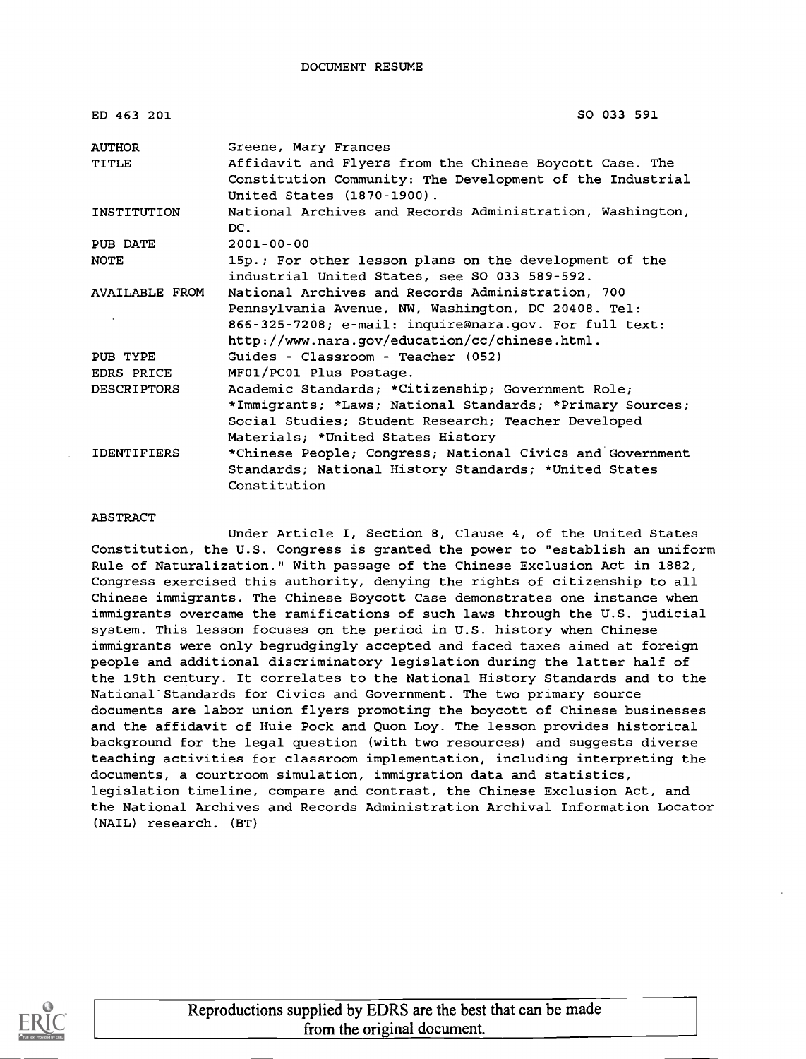# DOCUMENT RESUME

| | |
|---|---|
| ED 463 201 | SO 033 591 |
| AUTHOR | Greene, Mary Frances |
| TITLE | Affidavit and Flyers from the Chinese Boycott Case. The Constitution Community: The Development of the Industrial United States (1870-1900). |
| INSTITUTION | National Archives and Records Administration, Washington, DC. |
| PUB DATE | 2001-00-00 |
| NOTE | 15p.; For other lesson plans on the development of the industrial United States, see SO 033 589-592. |
| AVAILABLE FROM | National Archives and Records Administration, 700 Pennsylvania Avenue, NW, Washington, DC 20408. Tel: 866-325-7208; e-mail: inquire@nara.gov. For full text: http://www.nara.gov/education/cc/chinese.html. |
| PUB TYPE | Guides - Classroom - Teacher (052) |
| EDRS PRICE | MF01/PC01 Plus Postage. |
| DESCRIPTORS | Academic Standards; *Citizenship; Government Role; *Immigrants; *Laws; National Standards; *Primary Sources; Social Studies; Student Research; Teacher Developed Materials; *United States History |
| IDENTIFIERS | *Chinese People; Congress; National Civics and Government Standards; National History Standards; *United States Constitution |

## ABSTRACT

Under Article I, Section 8, Clause 4, of the United States Constitution, the U.S. Congress is granted the power to "establish an uniform Rule of Naturalization." With passage of the Chinese Exclusion Act in 1882, Congress exercised this authority, denying the rights of citizenship to all Chinese immigrants. The Chinese Boycott Case demonstrates one instance when immigrants overcame the ramifications of such laws through the U.S. judicial system. This lesson focuses on the period in U.S. history when Chinese immigrants were only begrudgingly accepted and faced taxes aimed at foreign people and additional discriminatory legislation during the latter half of the 19th century. It correlates to the National History Standards and to the National Standards for Civics and Government. The two primary source documents are labor union flyers promoting the boycott of Chinese businesses and the affidavit of Huie Pock and Quon Loy. The lesson provides historical background for the legal question (with two resources) and suggests diverse teaching activities for classroom implementation, including interpreting the documents, a courtroom simulation, immigration data and statistics, legislation timeline, compare and contrast, the Chinese Exclusion Act, and the National Archives and Records Administration Archival Information Locator (NAIL) research. (BT)

Reproductions supplied by EDRS are the best that can be made from the original document.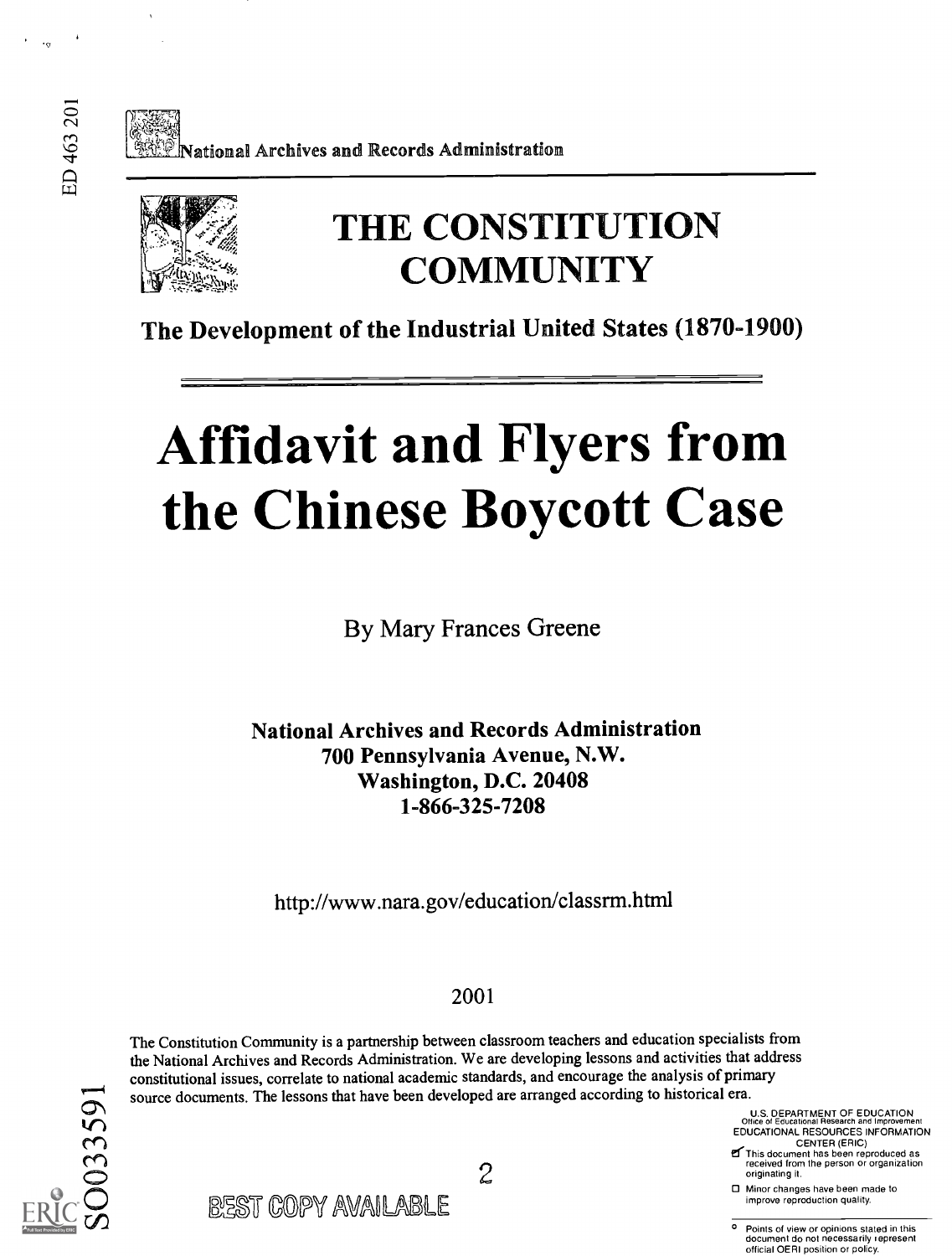ED 463 201

National Archives and Records Administration

# THE CONSTITUTION COMMUNITY

**The Development of the Industrial United States (1870-1900)**

# Affidavit and Flyers from the Chinese Boycott Case

By Mary Frances Greene

**National Archives and Records Administration**
**700 Pennsylvania Avenue, N.W.**
**Washington, D.C. 20408**
**1-866-325-7208**

http://www.nara.gov/education/classrm.html

2001

The Constitution Community is a partnership between classroom teachers and education specialists from the National Archives and Records Administration. We are developing lessons and activities that address constitutional issues, correlate to national academic standards, and encourage the analysis of primary source documents. The lessons that have been developed are arranged according to historical era.

U.S. DEPARTMENT OF EDUCATION
Office of Educational Research and Improvement
EDUCATIONAL RESOURCES INFORMATION CENTER (ERIC)

☑ This document has been reproduced as received from the person or organization originating it.

☐ Minor changes have been made to improve reproduction quality.

° Points of view or opinions stated in this document do not necessarily represent official OERI position or policy.

SO033591

BEST COPY AVAILABLE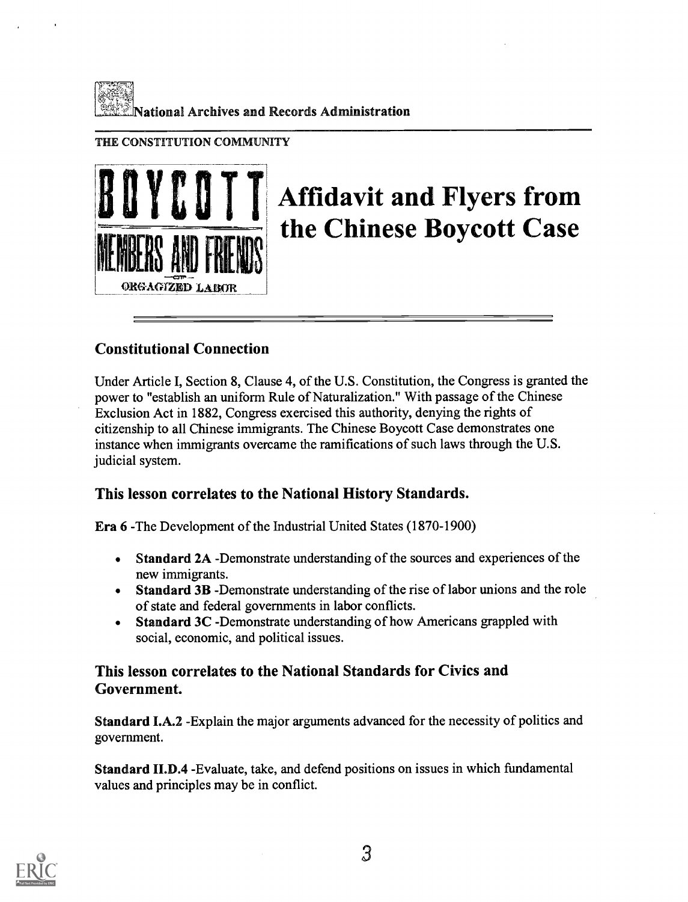National Archives and Records Administration

THE CONSTITUTION COMMUNITY

BOYCOTT MEMBERS AND FRIENDS OF ORGAGIZED LABOR

# Affidavit and Flyers from the Chinese Boycott Case

## Constitutional Connection

Under Article I, Section 8, Clause 4, of the U.S. Constitution, the Congress is granted the power to "establish an uniform Rule of Naturalization." With passage of the Chinese Exclusion Act in 1882, Congress exercised this authority, denying the rights of citizenship to all Chinese immigrants. The Chinese Boycott Case demonstrates one instance when immigrants overcame the ramifications of such laws through the U.S. judicial system.

## This lesson correlates to the National History Standards.

**Era 6** -The Development of the Industrial United States (1870-1900)

- **Standard 2A** -Demonstrate understanding of the sources and experiences of the new immigrants.
- **Standard 3B** -Demonstrate understanding of the rise of labor unions and the role of state and federal governments in labor conflicts.
- **Standard 3C** -Demonstrate understanding of how Americans grappled with social, economic, and political issues.

## This lesson correlates to the National Standards for Civics and Government.

**Standard I.A.2** -Explain the major arguments advanced for the necessity of politics and government.

**Standard II.D.4** -Evaluate, take, and defend positions on issues in which fundamental values and principles may be in conflict.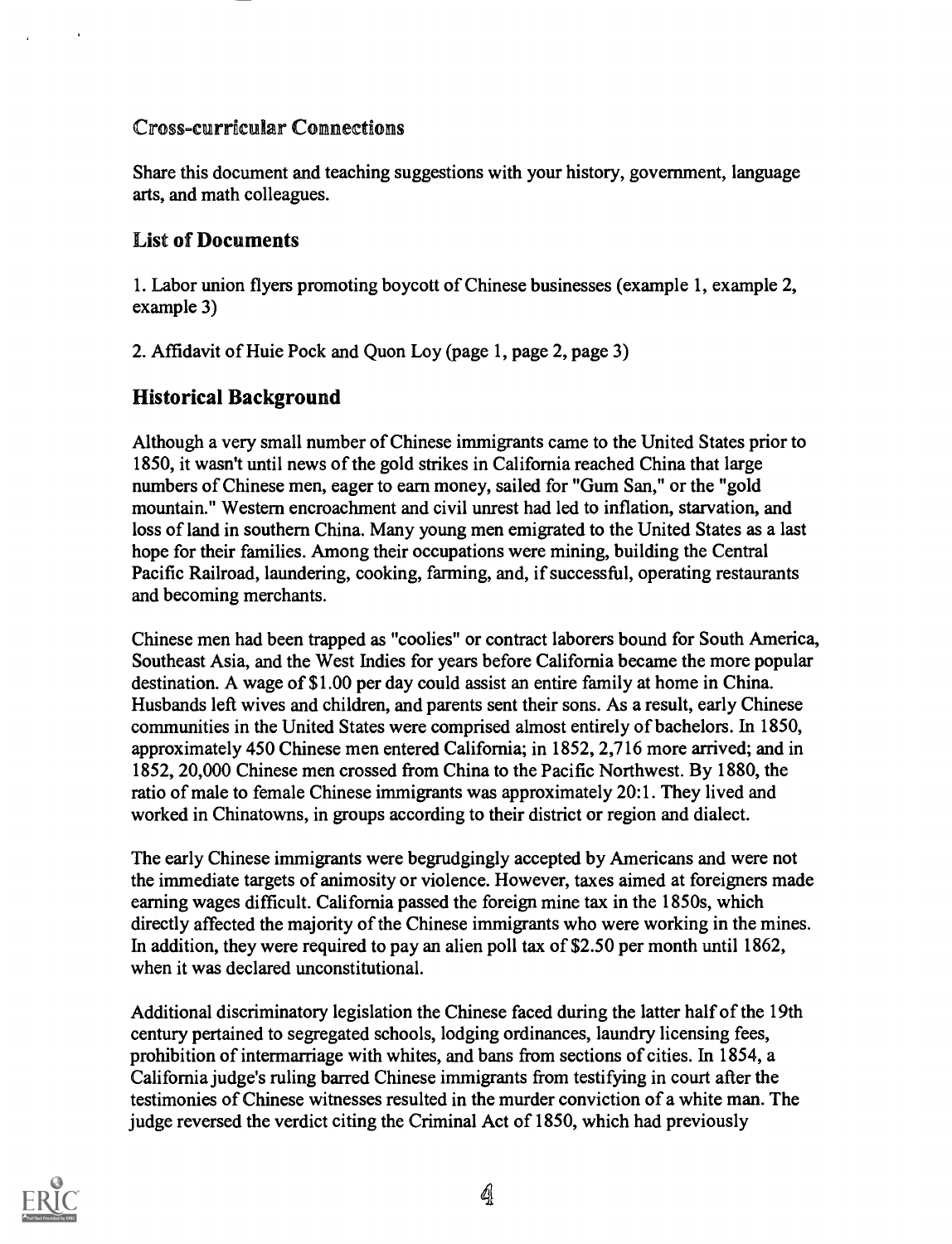## Cross-curricular Connections

Share this document and teaching suggestions with your history, government, language arts, and math colleagues.

## List of Documents

1. Labor union flyers promoting boycott of Chinese businesses (example 1, example 2, example 3)

2. Affidavit of Huie Pock and Quon Loy (page 1, page 2, page 3)

## Historical Background

Although a very small number of Chinese immigrants came to the United States prior to 1850, it wasn't until news of the gold strikes in California reached China that large numbers of Chinese men, eager to earn money, sailed for "Gum San," or the "gold mountain." Western encroachment and civil unrest had led to inflation, starvation, and loss of land in southern China. Many young men emigrated to the United States as a last hope for their families. Among their occupations were mining, building the Central Pacific Railroad, laundering, cooking, farming, and, if successful, operating restaurants and becoming merchants.

Chinese men had been trapped as "coolies" or contract laborers bound for South America, Southeast Asia, and the West Indies for years before California became the more popular destination. A wage of $1.00 per day could assist an entire family at home in China. Husbands left wives and children, and parents sent their sons. As a result, early Chinese communities in the United States were comprised almost entirely of bachelors. In 1850, approximately 450 Chinese men entered California; in 1852, 2,716 more arrived; and in 1852, 20,000 Chinese men crossed from China to the Pacific Northwest. By 1880, the ratio of male to female Chinese immigrants was approximately 20:1. They lived and worked in Chinatowns, in groups according to their district or region and dialect.

The early Chinese immigrants were begrudgingly accepted by Americans and were not the immediate targets of animosity or violence. However, taxes aimed at foreigners made earning wages difficult. California passed the foreign mine tax in the 1850s, which directly affected the majority of the Chinese immigrants who were working in the mines. In addition, they were required to pay an alien poll tax of $2.50 per month until 1862, when it was declared unconstitutional.

Additional discriminatory legislation the Chinese faced during the latter half of the 19th century pertained to segregated schools, lodging ordinances, laundry licensing fees, prohibition of intermarriage with whites, and bans from sections of cities. In 1854, a California judge's ruling barred Chinese immigrants from testifying in court after the testimonies of Chinese witnesses resulted in the murder conviction of a white man. The judge reversed the verdict citing the Criminal Act of 1850, which had previously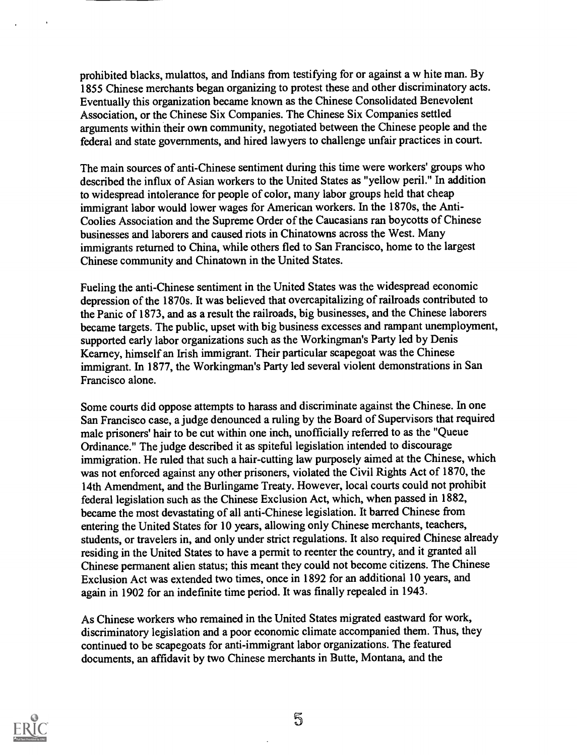prohibited blacks, mulattos, and Indians from testifying for or against a w hite man. By 1855 Chinese merchants began organizing to protest these and other discriminatory acts. Eventually this organization became known as the Chinese Consolidated Benevolent Association, or the Chinese Six Companies. The Chinese Six Companies settled arguments within their own community, negotiated between the Chinese people and the federal and state governments, and hired lawyers to challenge unfair practices in court.

The main sources of anti-Chinese sentiment during this time were workers' groups who described the influx of Asian workers to the United States as "yellow peril." In addition to widespread intolerance for people of color, many labor groups held that cheap immigrant labor would lower wages for American workers. In the 1870s, the Anti-Coolies Association and the Supreme Order of the Caucasians ran boycotts of Chinese businesses and laborers and caused riots in Chinatowns across the West. Many immigrants returned to China, while others fled to San Francisco, home to the largest Chinese community and Chinatown in the United States.

Fueling the anti-Chinese sentiment in the United States was the widespread economic depression of the 1870s. It was believed that overcapitalizing of railroads contributed to the Panic of 1873, and as a result the railroads, big businesses, and the Chinese laborers became targets. The public, upset with big business excesses and rampant unemployment, supported early labor organizations such as the Workingman's Party led by Denis Kearney, himself an Irish immigrant. Their particular scapegoat was the Chinese immigrant. In 1877, the Workingman's Party led several violent demonstrations in San Francisco alone.

Some courts did oppose attempts to harass and discriminate against the Chinese. In one San Francisco case, a judge denounced a ruling by the Board of Supervisors that required male prisoners' hair to be cut within one inch, unofficially referred to as the "Queue Ordinance." The judge described it as spiteful legislation intended to discourage immigration. He ruled that such a hair-cutting law purposely aimed at the Chinese, which was not enforced against any other prisoners, violated the Civil Rights Act of 1870, the 14th Amendment, and the Burlingame Treaty. However, local courts could not prohibit federal legislation such as the Chinese Exclusion Act, which, when passed in 1882, became the most devastating of all anti-Chinese legislation. It barred Chinese from entering the United States for 10 years, allowing only Chinese merchants, teachers, students, or travelers in, and only under strict regulations. It also required Chinese already residing in the United States to have a permit to reenter the country, and it granted all Chinese permanent alien status; this meant they could not become citizens. The Chinese Exclusion Act was extended two times, once in 1892 for an additional 10 years, and again in 1902 for an indefinite time period. It was finally repealed in 1943.

As Chinese workers who remained in the United States migrated eastward for work, discriminatory legislation and a poor economic climate accompanied them. Thus, they continued to be scapegoats for anti-immigrant labor organizations. The featured documents, an affidavit by two Chinese merchants in Butte, Montana, and the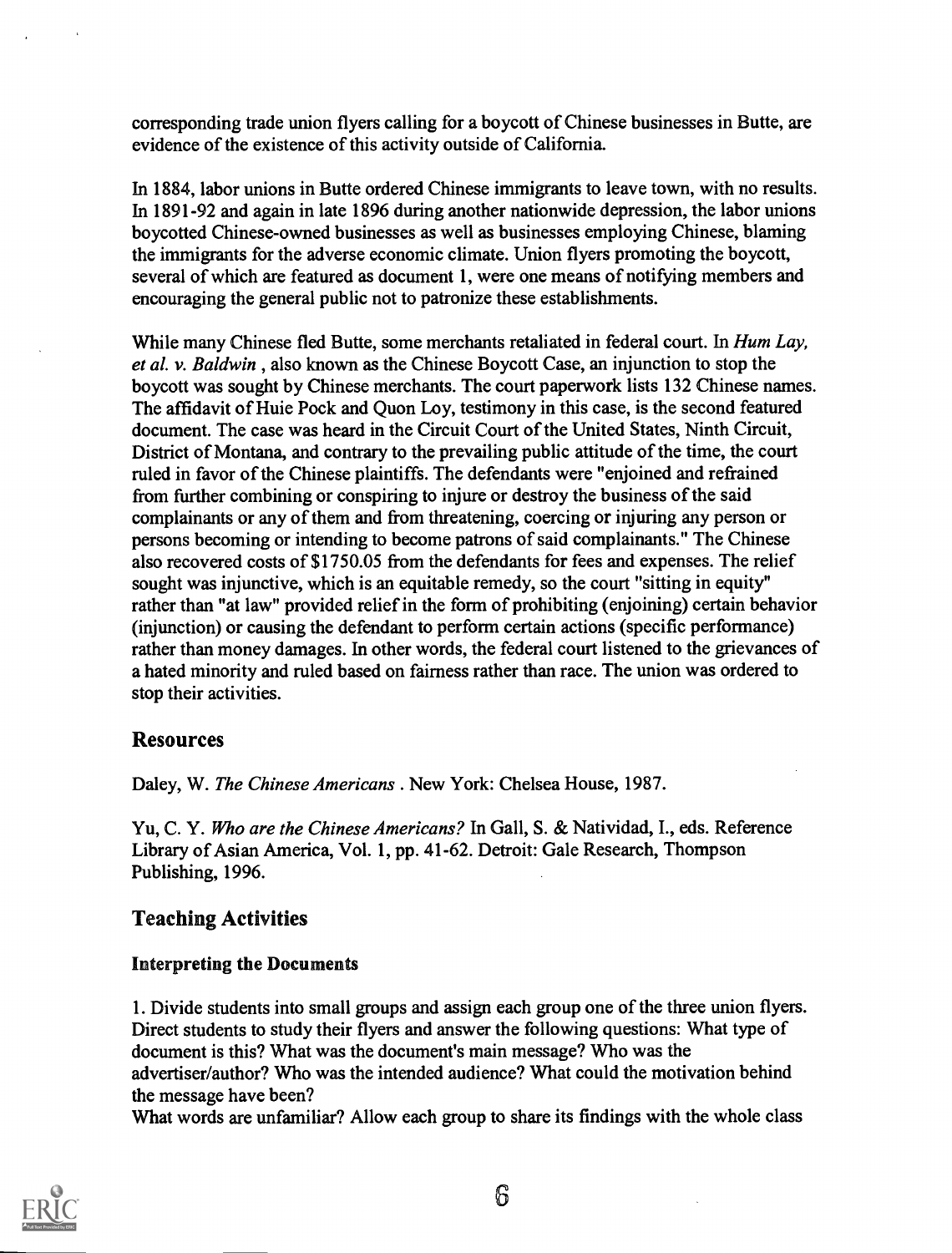corresponding trade union flyers calling for a boycott of Chinese businesses in Butte, are evidence of the existence of this activity outside of California.

In 1884, labor unions in Butte ordered Chinese immigrants to leave town, with no results. In 1891-92 and again in late 1896 during another nationwide depression, the labor unions boycotted Chinese-owned businesses as well as businesses employing Chinese, blaming the immigrants for the adverse economic climate. Union flyers promoting the boycott, several of which are featured as document 1, were one means of notifying members and encouraging the general public not to patronize these establishments.

While many Chinese fled Butte, some merchants retaliated in federal court. In *Hum Lay, et al. v. Baldwin* , also known as the Chinese Boycott Case, an injunction to stop the boycott was sought by Chinese merchants. The court paperwork lists 132 Chinese names. The affidavit of Huie Pock and Quon Loy, testimony in this case, is the second featured document. The case was heard in the Circuit Court of the United States, Ninth Circuit, District of Montana, and contrary to the prevailing public attitude of the time, the court ruled in favor of the Chinese plaintiffs. The defendants were "enjoined and refrained from further combining or conspiring to injure or destroy the business of the said complainants or any of them and from threatening, coercing or injuring any person or persons becoming or intending to become patrons of said complainants." The Chinese also recovered costs of $1750.05 from the defendants for fees and expenses. The relief sought was injunctive, which is an equitable remedy, so the court "sitting in equity" rather than "at law" provided relief in the form of prohibiting (enjoining) certain behavior (injunction) or causing the defendant to perform certain actions (specific performance) rather than money damages. In other words, the federal court listened to the grievances of a hated minority and ruled based on fairness rather than race. The union was ordered to stop their activities.

## Resources

Daley, W. *The Chinese Americans* . New York: Chelsea House, 1987.

Yu, C. Y. *Who are the Chinese Americans?* In Gall, S. & Natividad, I., eds. Reference Library of Asian America, Vol. 1, pp. 41-62. Detroit: Gale Research, Thompson Publishing, 1996.

## Teaching Activities

### Interpreting the Documents

1. Divide students into small groups and assign each group one of the three union flyers. Direct students to study their flyers and answer the following questions: What type of document is this? What was the document's main message? Who was the advertiser/author? Who was the intended audience? What could the motivation behind the message have been?
What words are unfamiliar? Allow each group to share its findings with the whole class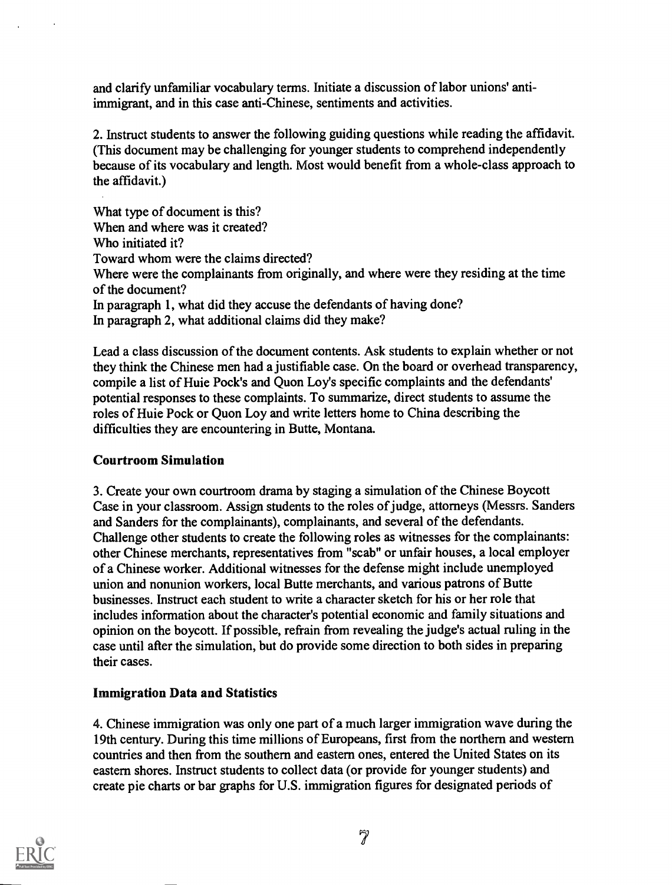and clarify unfamiliar vocabulary terms. Initiate a discussion of labor unions' anti-immigrant, and in this case anti-Chinese, sentiments and activities.

2. Instruct students to answer the following guiding questions while reading the affidavit. (This document may be challenging for younger students to comprehend independently because of its vocabulary and length. Most would benefit from a whole-class approach to the affidavit.)

What type of document is this?
When and where was it created?
Who initiated it?
Toward whom were the claims directed?
Where were the complainants from originally, and where were they residing at the time of the document?
In paragraph 1, what did they accuse the defendants of having done?
In paragraph 2, what additional claims did they make?

Lead a class discussion of the document contents. Ask students to explain whether or not they think the Chinese men had a justifiable case. On the board or overhead transparency, compile a list of Huie Pock's and Quon Loy's specific complaints and the defendants' potential responses to these complaints. To summarize, direct students to assume the roles of Huie Pock or Quon Loy and write letters home to China describing the difficulties they are encountering in Butte, Montana.

### Courtroom Simulation

3. Create your own courtroom drama by staging a simulation of the Chinese Boycott Case in your classroom. Assign students to the roles of judge, attorneys (Messrs. Sanders and Sanders for the complainants), complainants, and several of the defendants. Challenge other students to create the following roles as witnesses for the complainants: other Chinese merchants, representatives from "scab" or unfair houses, a local employer of a Chinese worker. Additional witnesses for the defense might include unemployed union and nonunion workers, local Butte merchants, and various patrons of Butte businesses. Instruct each student to write a character sketch for his or her role that includes information about the character's potential economic and family situations and opinion on the boycott. If possible, refrain from revealing the judge's actual ruling in the case until after the simulation, but do provide some direction to both sides in preparing their cases.

### Immigration Data and Statistics

4. Chinese immigration was only one part of a much larger immigration wave during the 19th century. During this time millions of Europeans, first from the northern and western countries and then from the southern and eastern ones, entered the United States on its eastern shores. Instruct students to collect data (or provide for younger students) and create pie charts or bar graphs for U.S. immigration figures for designated periods of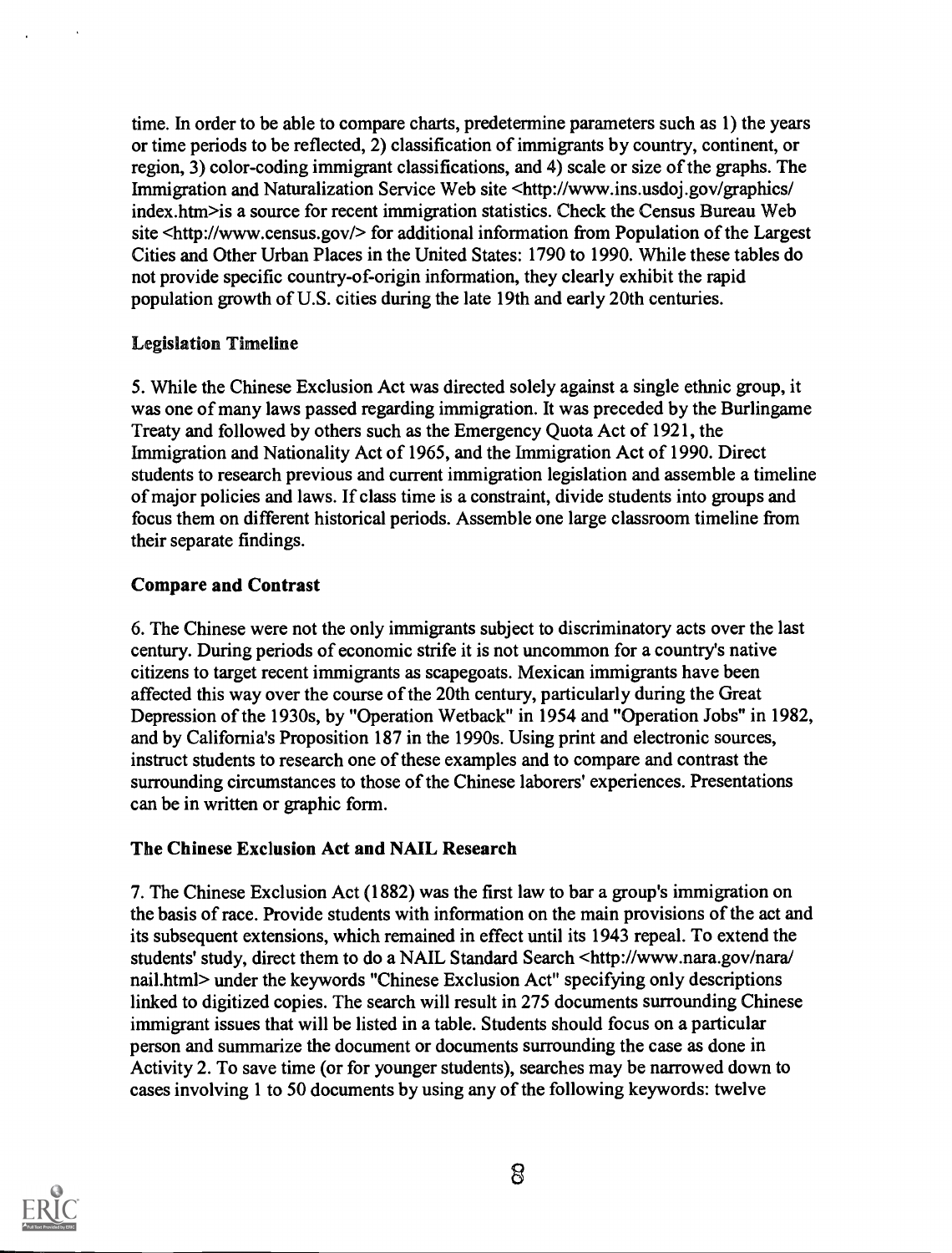time. In order to be able to compare charts, predetermine parameters such as 1) the years or time periods to be reflected, 2) classification of immigrants by country, continent, or region, 3) color-coding immigrant classifications, and 4) scale or size of the graphs. The Immigration and Naturalization Service Web site <http://www.ins.usdoj.gov/graphics/index.htm>is a source for recent immigration statistics. Check the Census Bureau Web site <http://www.census.gov/> for additional information from Population of the Largest Cities and Other Urban Places in the United States: 1790 to 1990. While these tables do not provide specific country-of-origin information, they clearly exhibit the rapid population growth of U.S. cities during the late 19th and early 20th centuries.

### Legislation Timeline

5. While the Chinese Exclusion Act was directed solely against a single ethnic group, it was one of many laws passed regarding immigration. It was preceded by the Burlingame Treaty and followed by others such as the Emergency Quota Act of 1921, the Immigration and Nationality Act of 1965, and the Immigration Act of 1990. Direct students to research previous and current immigration legislation and assemble a timeline of major policies and laws. If class time is a constraint, divide students into groups and focus them on different historical periods. Assemble one large classroom timeline from their separate findings.

### Compare and Contrast

6. The Chinese were not the only immigrants subject to discriminatory acts over the last century. During periods of economic strife it is not uncommon for a country's native citizens to target recent immigrants as scapegoats. Mexican immigrants have been affected this way over the course of the 20th century, particularly during the Great Depression of the 1930s, by "Operation Wetback" in 1954 and "Operation Jobs" in 1982, and by California's Proposition 187 in the 1990s. Using print and electronic sources, instruct students to research one of these examples and to compare and contrast the surrounding circumstances to those of the Chinese laborers' experiences. Presentations can be in written or graphic form.

### The Chinese Exclusion Act and NAIL Research

7. The Chinese Exclusion Act (1882) was the first law to bar a group's immigration on the basis of race. Provide students with information on the main provisions of the act and its subsequent extensions, which remained in effect until its 1943 repeal. To extend the students' study, direct them to do a NAIL Standard Search <http://www.nara.gov/nara/nail.html> under the keywords "Chinese Exclusion Act" specifying only descriptions linked to digitized copies. The search will result in 275 documents surrounding Chinese immigrant issues that will be listed in a table. Students should focus on a particular person and summarize the document or documents surrounding the case as done in Activity 2. To save time (or for younger students), searches may be narrowed down to cases involving 1 to 50 documents by using any of the following keywords: twelve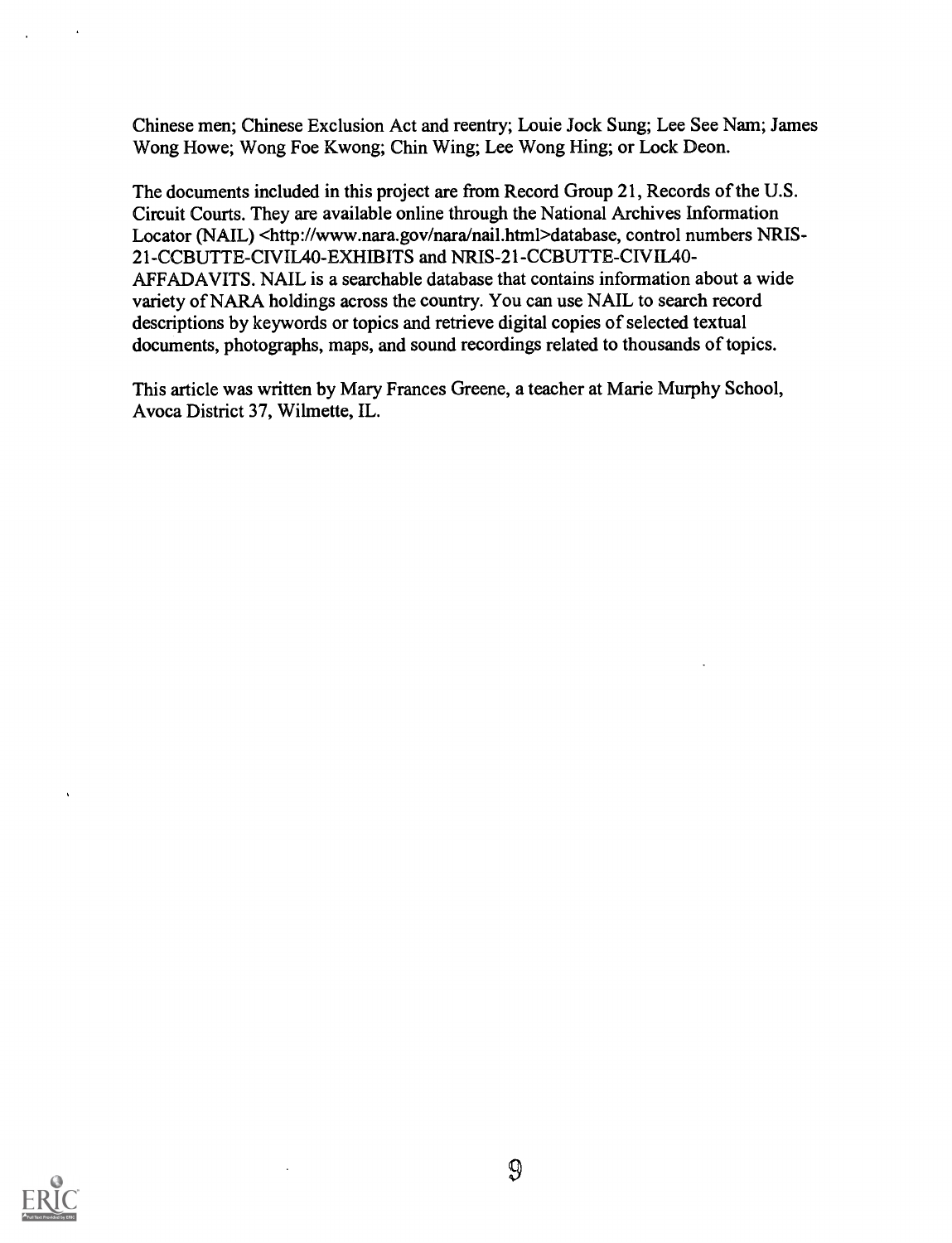Chinese men; Chinese Exclusion Act and reentry; Louie Jock Sung; Lee See Nam; James Wong Howe; Wong Foe Kwong; Chin Wing; Lee Wong Hing; or Lock Deon.

The documents included in this project are from Record Group 21, Records of the U.S. Circuit Courts. They are available online through the National Archives Information Locator (NAIL) <http://www.nara.gov/nara/nail.html>database, control numbers NRIS-21-CCBUTTE-CIVIL40-EXHIBITS and NRIS-21-CCBUTTE-CIVIL40-AFFADAVITS. NAIL is a searchable database that contains information about a wide variety of NARA holdings across the country. You can use NAIL to search record descriptions by keywords or topics and retrieve digital copies of selected textual documents, photographs, maps, and sound recordings related to thousands of topics.

This article was written by Mary Frances Greene, a teacher at Marie Murphy School, Avoca District 37, Wilmette, IL.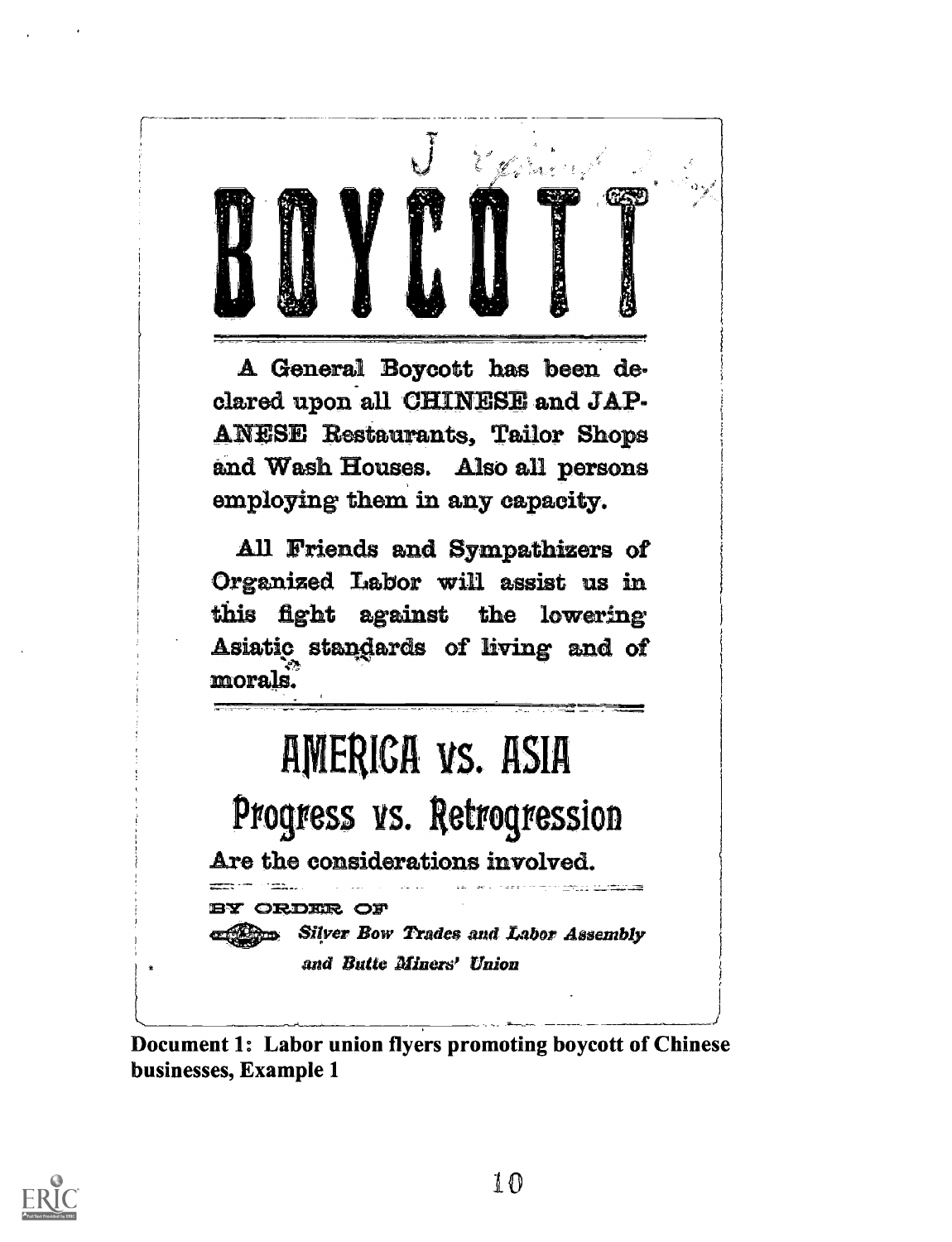# BOYCOTT

A General Boycott has been declared upon all CHINESE and JAPANESE Restaurants, Tailor Shops and Wash Houses. Also all persons employing them in any capacity.

All Friends and Sympathizers of Organized Labor will assist us in this fight against the lowering Asiatic standards of living and of morals.

## AMERICA vs. ASIA

## Progress vs. Retrogression

Are the considerations involved.

BY ORDER OF

*Silver Bow Trades and Labor Assembly and Butte Miners' Union*

**Document 1: Labor union flyers promoting boycott of Chinese businesses, Example 1**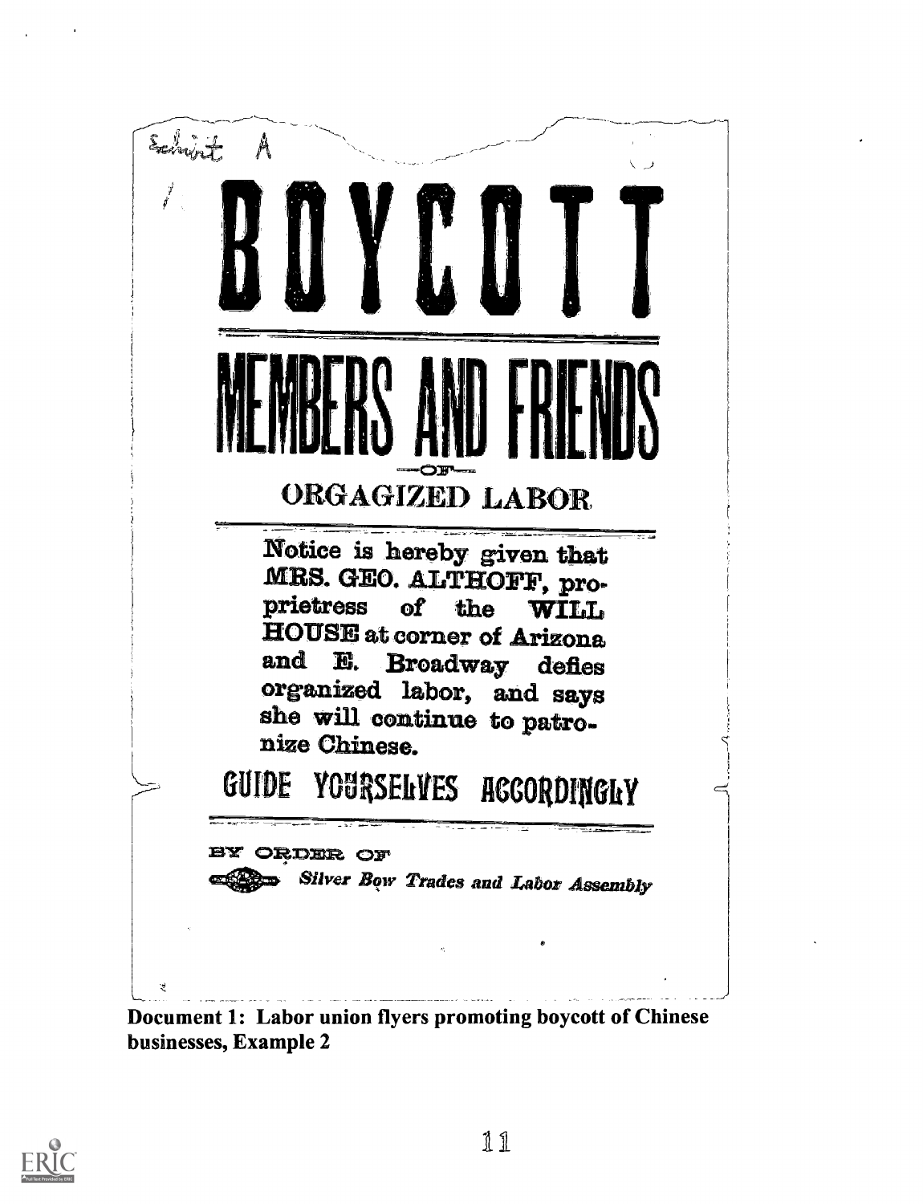Exhibit A

# BOYCOTT

## MEMBERS AND FRIENDS

—OF—

### ORGAGIZED LABOR

Notice is hereby given that MRS. GEO. ALTHOFF, proprietress of the WILL HOUSE at corner of Arizona and E. Broadway defies organized labor, and says she will continue to patronize Chinese.

## GUIDE YOURSELVES ACCORDINGLY

BY ORDER OF

*Silver Bow Trades and Labor Assembly*

**Document 1: Labor union flyers promoting boycott of Chinese businesses, Example 2**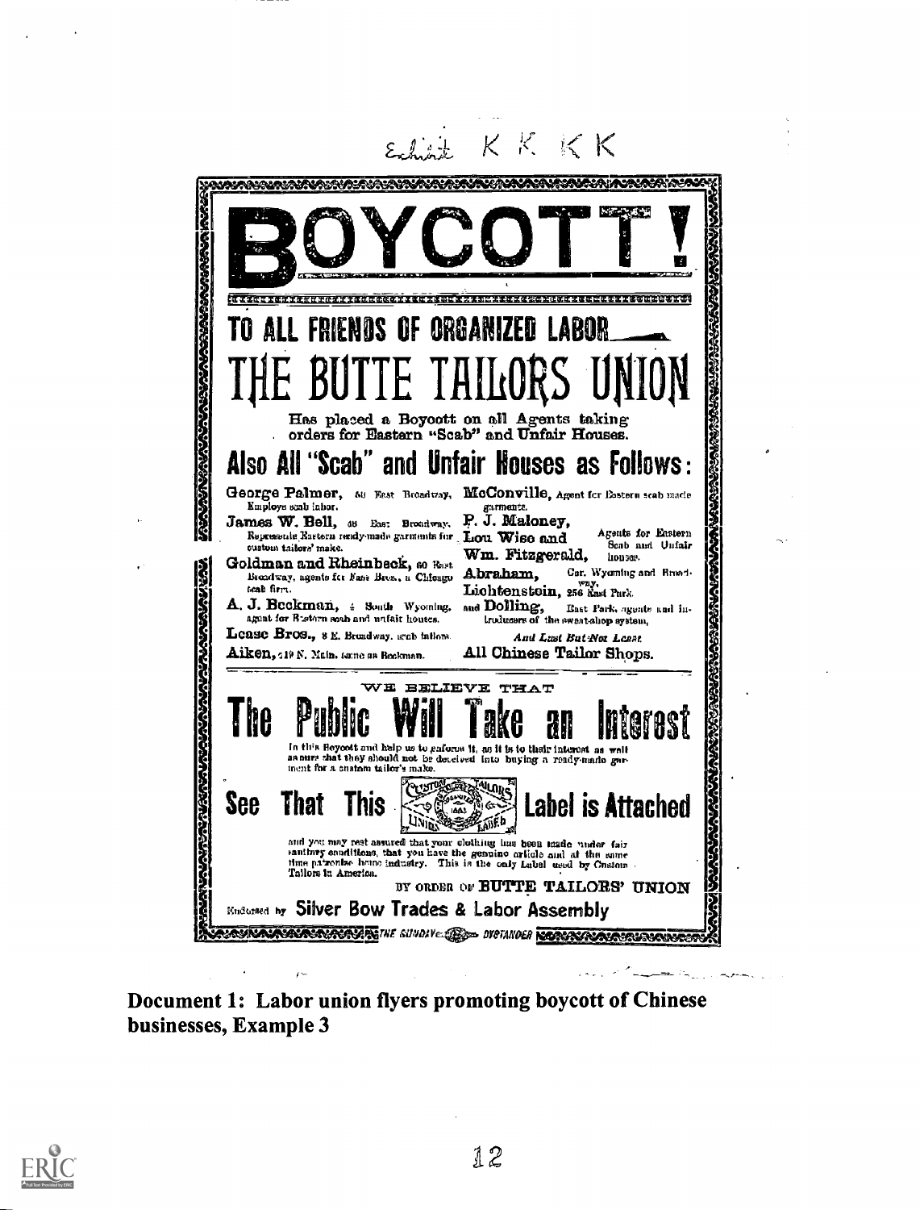Exhibit K K K K

# BOYCOTT!

## TO ALL FRIENDS OF ORGANIZED LABOR

# THE BUTTE TAILORS UNION

Has placed a Boycott on all Agents taking orders for Eastern "Scab" and Unfair Houses.

## Also All "Scab" and Unfair Houses as Follows:

**George Palmer,** 50 East Broadway, Employs scab labor.

**James W. Bell,** 48 East Broadway, Represents Eastern ready-made garments for custom tailors' make.

**Goldman and Rheinbeck,** 60 East Broadway, agents for Nast Bros., a Chicago scab firm.

**A. J. Beckman,** 4 South Wyoming, agent for Eastern scab and unfair houses.

**Lease Bros.,** 8 E. Broadway, scab tailors.

**Aiken,** 219 N. Main, same as Beckman.

**McConville,** Agent for Eastern scab made garments.

**P. J. Maloney, Lou Wise and Wm. Fitzgerald,** Agents for Eastern Scab and Unfair houses.

**Abraham,** Cor. Wyoming and Broadway.

**Lichtenstein,** 256 East Park.

**and Dolling,** East Park, agents and introducers of the sweat-shop system.

*And Last But Not Least*

**All Chinese Tailor Shops.**

WE BELIEVE THAT

# The Public Will Take an Interest

In this Boycott and help us to enforce it, as it is to their interest as well as ours that they should not be deceived into buying a ready-made garment for a custom tailor's make.

## See That This [Custom Tailors Union Label] Label is Attached

and you may rest assured that your clothing has been made under fair sanitary conditions, that you have the genuine article and at the same time patronize home industry. This is the only Label used by Custom Tailors in America.

BY ORDER OF **BUTTE TAILORS' UNION**

Endorsed by **Silver Bow Trades & Labor Assembly**

THE SUNDAY BYSTANDER

**Document 1: Labor union flyers promoting boycott of Chinese businesses, Example 3**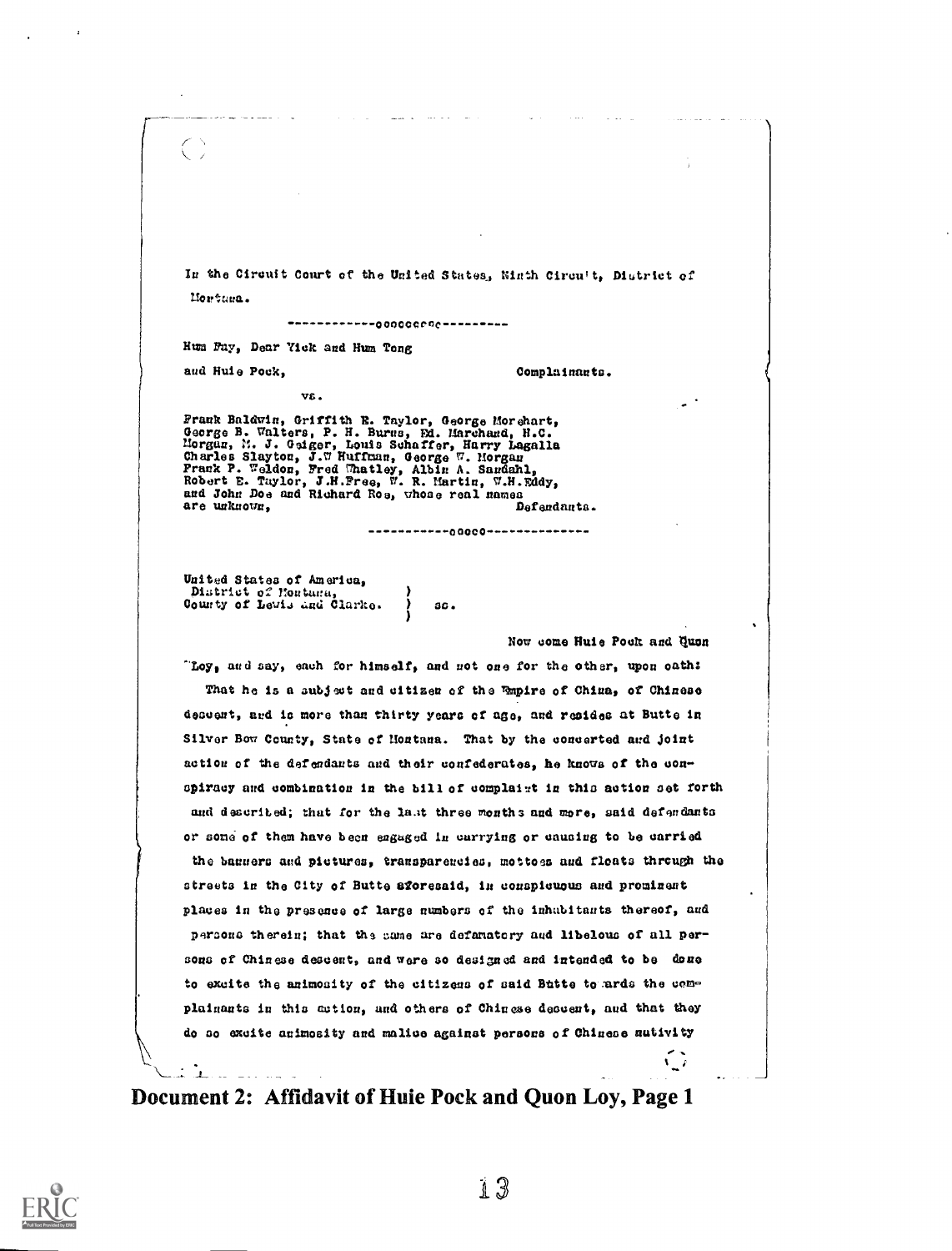In the Circuit Court of the United States, Ninth Circuit, District of Montana.

------------oooooooo---------

Hum Fay, Dear Yick and Hum Tong
and Huie Pock, Complainants.

vs.

Frank Baldwin, Griffith R. Taylor, George Morehart, George B. Walters, P. H. Burns, Ed. Marchand, H.C. Morgan, M. J. Geiger, Louis Schaffer, Harry Lagalla Charles Slayton, J.W Huffman, George W. Morgan Frank P. Weldon, Fred Whatley, Albin A. Sandahl, Robert E. Taylor, J.H.Free, W. R. Martin, W.H.Eddy, and John Doe and Richard Roe, whose real names are unknown, Defendants.

-----------ooooo--------------

United States of America,
District of Montana,
County of Lewis and Clarke. } ss.

Now come Huie Pock and Quon Loy, and say, each for himself, and not one for the other, upon oath:

That he is a subject and citizen of the Empire of China, of Chinese descent, and is more than thirty years of age, and resides at Butte in Silver Bow County, State of Montana. That by the concerted and joint action of the defendants and their confederates, he knows of the conspiracy and combination in the bill of complaint in this action set forth and described; that for the last three months and more, said defendants or some of them have been engaged in carrying or causing to be carried the banners and pictures, transparencies, mottoes and floats through the streets in the City of Butte aforesaid, in conspicuous and prominent places in the presence of large numbers of the inhabitants thereof, and persons therein; that the same are defamatory and libelous of all persons of Chinese descent, and were so designed and intended to be done to excite the animosity of the citizens of said Butte towards the complainants in this action, and others of Chinese descent, and that they do so excite animosity and malice against persons of Chinese nativity

Document 2: Affidavit of Huie Pock and Quon Loy, Page 1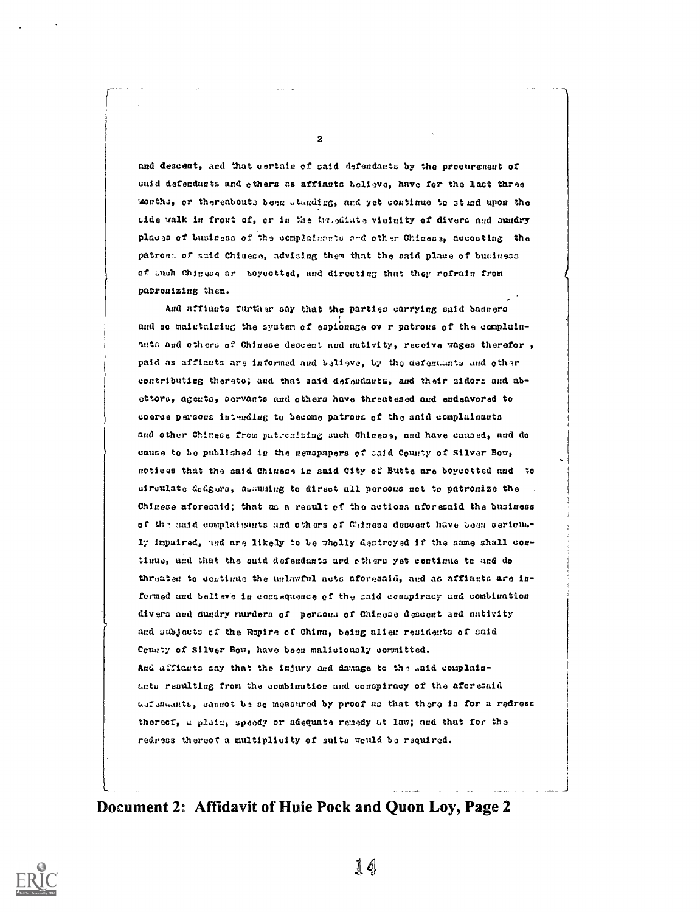and descent, and that certain of said defendants by the procurement of said defendants and others as affiants believe, have for the last three months, or thereabouts been standing, and yet continue to stand upon the side walk in front of, or in the immediate vicinity of divers and sundry places of business of the complainants and other Chinese, accosting the patrons of said Chinese, advising them that the said place of business of such Chinese ar boycotted, and directing that they refrain from patronizing them.

And affiants further say that the parties carrying said banners and so maintaining the system of espionage ov r patrons of the complainants and others of Chinese descent and nativity, receive wages therefor, paid as affiants are informed and believe, by the defendants and other contributing thereto; and that said defendants, and their aiders and abettors, agents, servants and others have threatened and endeavored to coerce persons intending to become patrons of the said complainants and other Chinese from patronizing such Chinese, and have caused, and do cause to be published in the newspapers of said County of Silver Bow, notices that the said Chinese in said City of Butte are boycotted and to circulate dodgers, assuming to direct all persons not to patronize the Chinese aforesaid; that as a result of the actions aforesaid the business of the said complainants and others of Chinese descent have been seriously impaired, and are likely to be wholly destroyed if the same shall continue, and that the said defendants and others yet continue to and do threaten to continue the unlawful acts aforesaid, and as affiants are informed and believe in consequence of the said conspiracy and combination divers and sundry murders of persons of Chinese descent and nativity and subjects of the Empire of China, being alien residents of said County of Silver Bow, have been maliciously committed.

And affiants say that the injury and damage to the said complainants resulting from the combination and conspiracy of the aforesaid defendants, cannot be so measured by proof as that there is for a redress thereof, a plain, speedy or adequate remedy at law; and that for the redress thereof a multiplicity of suits would be required.

**Document 2: Affidavit of Huie Pock and Quon Loy, Page 2**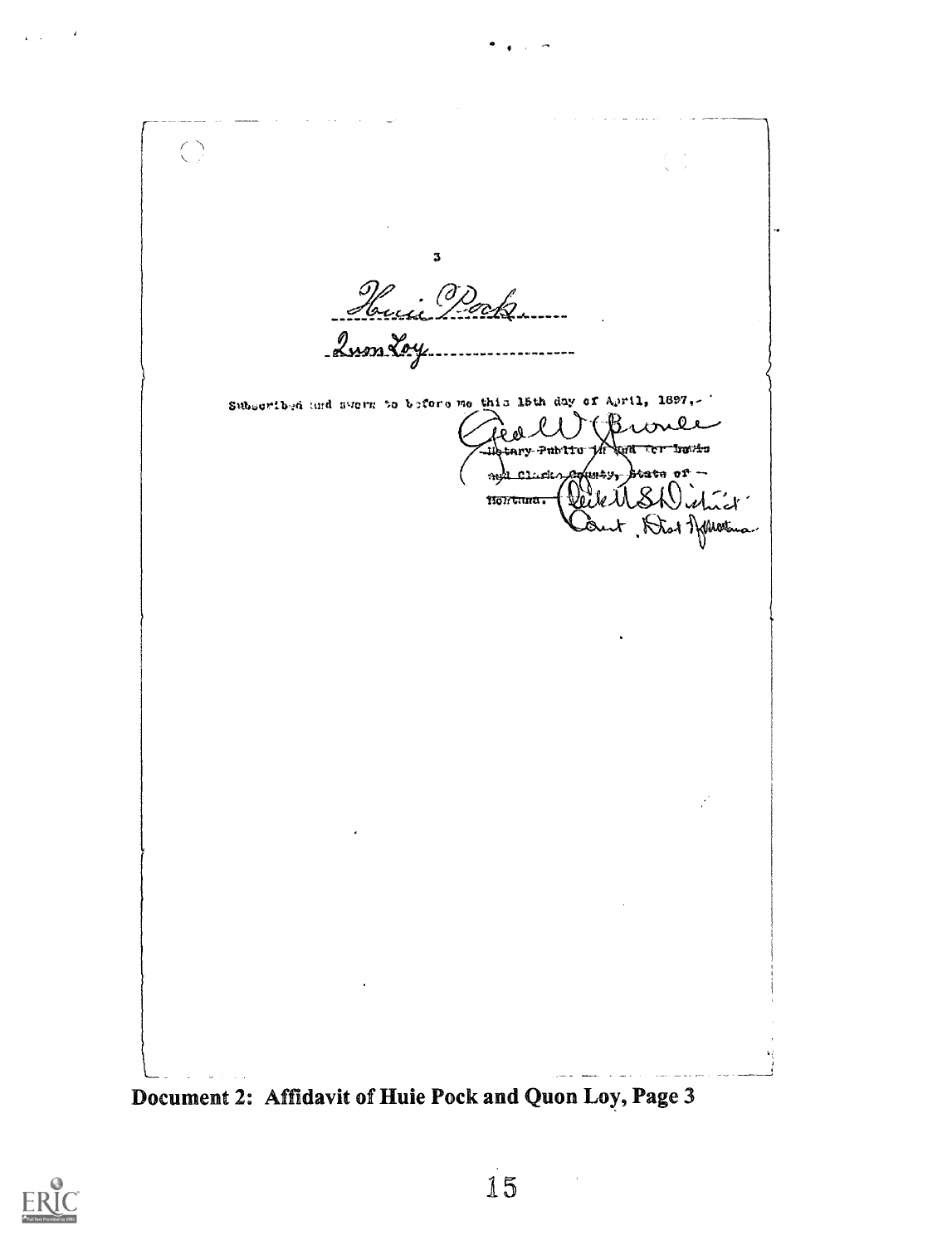3

Huie Pock

Quon Loy

Subscribed and sworn to before me this 15th day of April, 1897.-

Geo W Bruce

~~Notary Public in and for Lewis and Clarke County, State of Montana.~~ Clerk U S District Court Dist Montana

**Document 2: Affidavit of Huie Pock and Quon Loy, Page 3**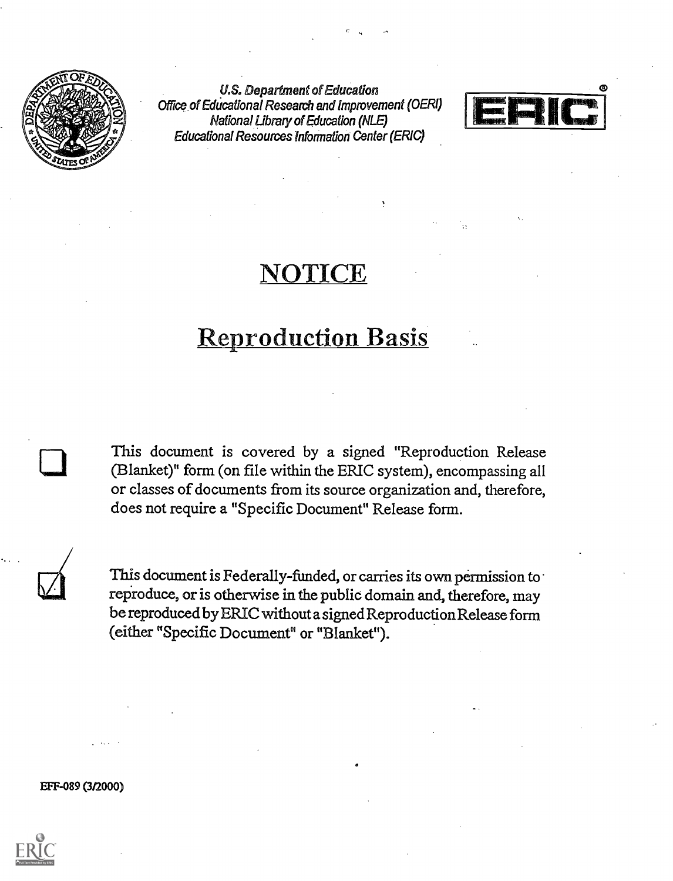U.S. Department of Education
Office of Educational Research and Improvement (OERI)
National Library of Education (NLE)
Educational Resources Information Center (ERIC)

# NOTICE

## Reproduction Basis

- [ ] This document is covered by a signed "Reproduction Release (Blanket)" form (on file within the ERIC system), encompassing all or classes of documents from its source organization and, therefore, does not require a "Specific Document" Release form.

- [x] This document is Federally-funded, or carries its own permission to reproduce, or is otherwise in the public domain and, therefore, may be reproduced by ERIC without a signed Reproduction Release form (either "Specific Document" or "Blanket").

EFF-089 (3/2000)